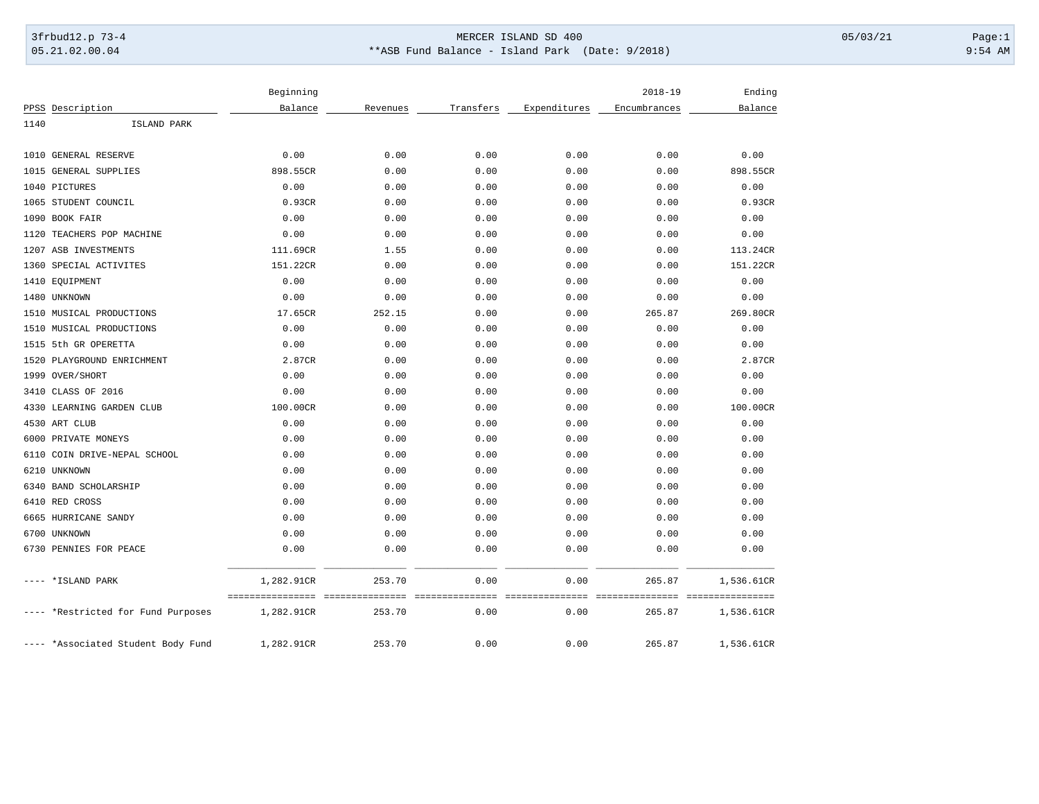3frbud12.p 73-4 MERCER ISLAND SD 400 05/03/21

05.21.02.00.04 **ASB Fund Balance - Island Park (Date: 9/2018) 9:54 AM

| PPSS | Description | Beginning Balance | Revenues | Transfers | Expenditures | 2018-19 Encumbrances | Ending Balance |
|---|---|---|---|---|---|---|---|
| 1140 | ISLAND PARK | | | | | | |
| 1010 | GENERAL RESERVE | 0.00 | 0.00 | 0.00 | 0.00 | 0.00 | 0.00 |
| 1015 | GENERAL SUPPLIES | 898.55CR | 0.00 | 0.00 | 0.00 | 0.00 | 898.55CR |
| 1040 | PICTURES | 0.00 | 0.00 | 0.00 | 0.00 | 0.00 | 0.00 |
| 1065 | STUDENT COUNCIL | 0.93CR | 0.00 | 0.00 | 0.00 | 0.00 | 0.93CR |
| 1090 | BOOK FAIR | 0.00 | 0.00 | 0.00 | 0.00 | 0.00 | 0.00 |
| 1120 | TEACHERS POP MACHINE | 0.00 | 0.00 | 0.00 | 0.00 | 0.00 | 0.00 |
| 1207 | ASB INVESTMENTS | 111.69CR | 1.55 | 0.00 | 0.00 | 0.00 | 113.24CR |
| 1360 | SPECIAL ACTIVITES | 151.22CR | 0.00 | 0.00 | 0.00 | 0.00 | 151.22CR |
| 1410 | EQUIPMENT | 0.00 | 0.00 | 0.00 | 0.00 | 0.00 | 0.00 |
| 1480 | UNKNOWN | 0.00 | 0.00 | 0.00 | 0.00 | 0.00 | 0.00 |
| 1510 | MUSICAL PRODUCTIONS | 17.65CR | 252.15 | 0.00 | 0.00 | 265.87 | 269.80CR |
| 1510 | MUSICAL PRODUCTIONS | 0.00 | 0.00 | 0.00 | 0.00 | 0.00 | 0.00 |
| 1515 | 5th GR OPERETTA | 0.00 | 0.00 | 0.00 | 0.00 | 0.00 | 0.00 |
| 1520 | PLAYGROUND ENRICHMENT | 2.87CR | 0.00 | 0.00 | 0.00 | 0.00 | 2.87CR |
| 1999 | OVER/SHORT | 0.00 | 0.00 | 0.00 | 0.00 | 0.00 | 0.00 |
| 3410 | CLASS OF 2016 | 0.00 | 0.00 | 0.00 | 0.00 | 0.00 | 0.00 |
| 4330 | LEARNING GARDEN CLUB | 100.00CR | 0.00 | 0.00 | 0.00 | 0.00 | 100.00CR |
| 4530 | ART CLUB | 0.00 | 0.00 | 0.00 | 0.00 | 0.00 | 0.00 |
| 6000 | PRIVATE MONEYS | 0.00 | 0.00 | 0.00 | 0.00 | 0.00 | 0.00 |
| 6110 | COIN DRIVE-NEPAL SCHOOL | 0.00 | 0.00 | 0.00 | 0.00 | 0.00 | 0.00 |
| 6210 | UNKNOWN | 0.00 | 0.00 | 0.00 | 0.00 | 0.00 | 0.00 |
| 6340 | BAND SCHOLARSHIP | 0.00 | 0.00 | 0.00 | 0.00 | 0.00 | 0.00 |
| 6410 | RED CROSS | 0.00 | 0.00 | 0.00 | 0.00 | 0.00 | 0.00 |
| 6665 | HURRICANE SANDY | 0.00 | 0.00 | 0.00 | 0.00 | 0.00 | 0.00 |
| 6700 | UNKNOWN | 0.00 | 0.00 | 0.00 | 0.00 | 0.00 | 0.00 |
| 6730 | PENNIES FOR PEACE | 0.00 | 0.00 | 0.00 | 0.00 | 0.00 | 0.00 |
| ---- | *ISLAND PARK | 1,282.91CR | 253.70 | 0.00 | 0.00 | 265.87 | 1,536.61CR |
| ---- | *Restricted for Fund Purposes | 1,282.91CR | 253.70 | 0.00 | 0.00 | 265.87 | 1,536.61CR |
| ---- | *Associated Student Body Fund | 1,282.91CR | 253.70 | 0.00 | 0.00 | 265.87 | 1,536.61CR |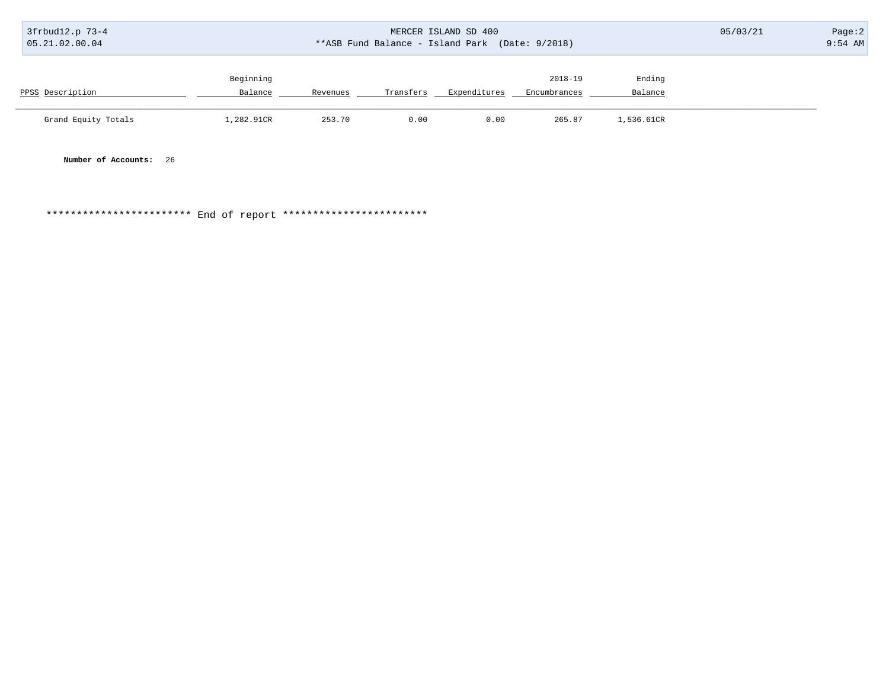| PPSS | Description | Beginning Balance | Revenues | Transfers | Expenditures | 2018-19 Encumbrances | Ending Balance |
|---|---|---|---|---|---|---|---|
| | Grand Equity Totals | 1,282.91CR | 253.70 | 0.00 | 0.00 | 265.87 | 1,536.61CR |

**Number of Accounts:** 26

************************ End of report ************************